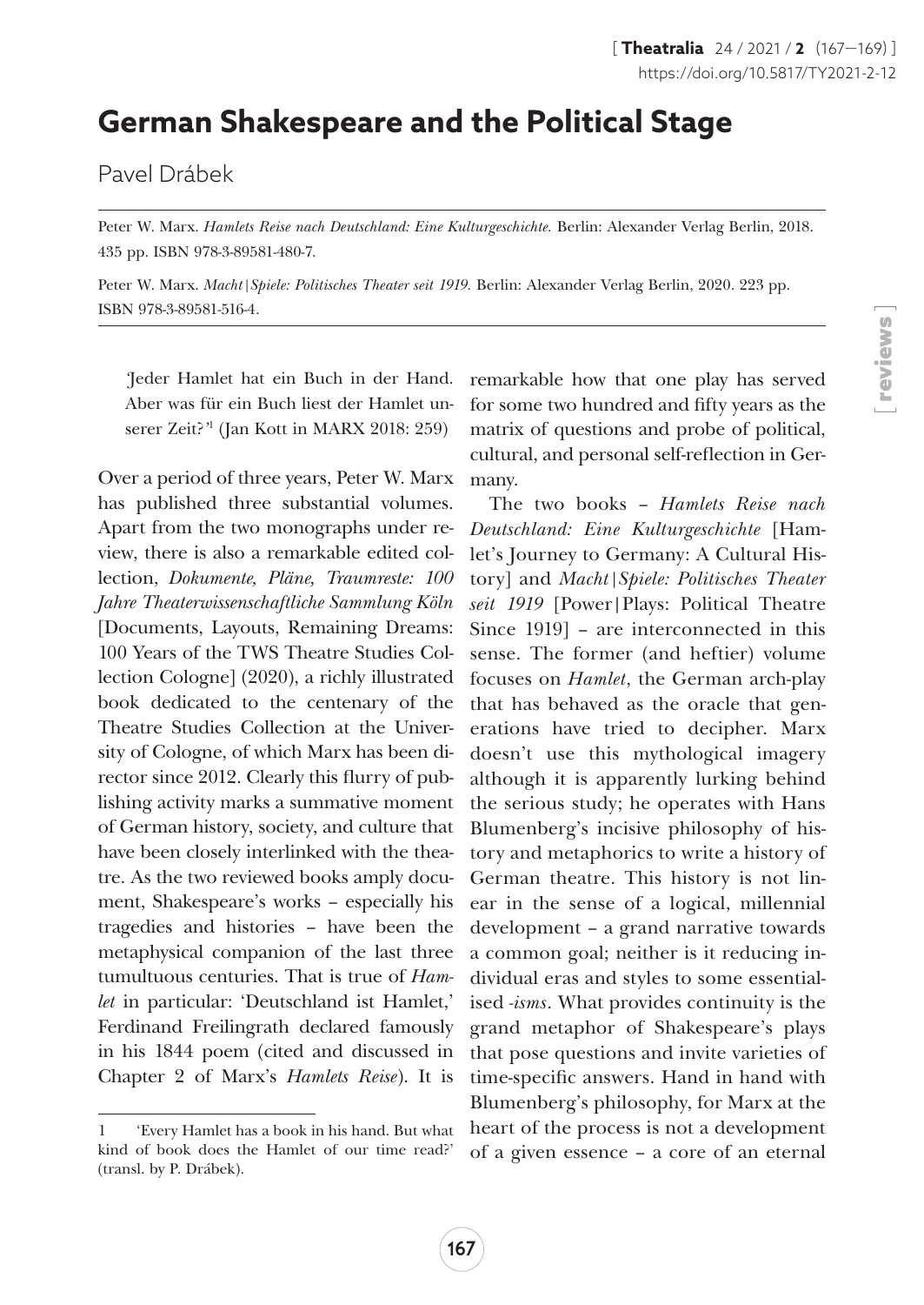# German Shakespeare and the Political Stage

Pavel Drábek

Peter W. Marx. *Hamlets Reise nach Deutschland: Eine Kulturgeschichte.* Berlin: Alexander Verlag Berlin, 2018. 435 pp. ISBN 978-3-89581-480-7.

Peter W. Marx. *Macht|Spiele: Politisches Theater seit 1919.* Berlin: Alexander Verlag Berlin, 2020. 223 pp. ISBN 978-3-89581-516-4.

> 'Jeder Hamlet hat ein Buch in der Hand. Aber was für ein Buch liest der Hamlet unserer Zeit?'[1] (Jan Kott in MARX 2018: 259)

Over a period of three years, Peter W. Marx has published three substantial volumes. Apart from the two monographs under review, there is also a remarkable edited collection, *Dokumente, Pläne, Traumreste: 100 Jahre Theaterwissenschaftliche Sammlung Köln* [Documents, Layouts, Remaining Dreams: 100 Years of the TWS Theatre Studies Collection Cologne] (2020), a richly illustrated book dedicated to the centenary of the Theatre Studies Collection at the University of Cologne, of which Marx has been director since 2012. Clearly this flurry of publishing activity marks a summative moment of German history, society, and culture that have been closely interlinked with the theatre. As the two reviewed books amply document, Shakespeare's works – especially his tragedies and histories – have been the metaphysical companion of the last three tumultuous centuries. That is true of *Hamlet* in particular: 'Deutschland ist Hamlet,' Ferdinand Freilingrath declared famously in his 1844 poem (cited and discussed in Chapter 2 of Marx's *Hamlets Reise*). It is remarkable how that one play has served for some two hundred and fifty years as the matrix of questions and probe of political, cultural, and personal self-reflection in Germany.

The two books – *Hamlets Reise nach Deutschland: Eine Kulturgeschichte* [Hamlet's Journey to Germany: A Cultural History] and *Macht|Spiele: Politisches Theater seit 1919* [Power|Plays: Political Theatre Since 1919] – are interconnected in this sense. The former (and heftier) volume focuses on *Hamlet*, the German arch-play that has behaved as the oracle that generations have tried to decipher. Marx doesn't use this mythological imagery although it is apparently lurking behind the serious study; he operates with Hans Blumenberg's incisive philosophy of history and metaphorics to write a history of German theatre. This history is not linear in the sense of a logical, millennial development – a grand narrative towards a common goal; neither is it reducing individual eras and styles to some essentialised *-isms*. What provides continuity is the grand metaphor of Shakespeare's plays that pose questions and invite varieties of time-specific answers. Hand in hand with Blumenberg's philosophy, for Marx at the heart of the process is not a development of a given essence – a core of an eternal

---

1 'Every Hamlet has a book in his hand. But what kind of book does the Hamlet of our time read?' (transl. by P. Drábek).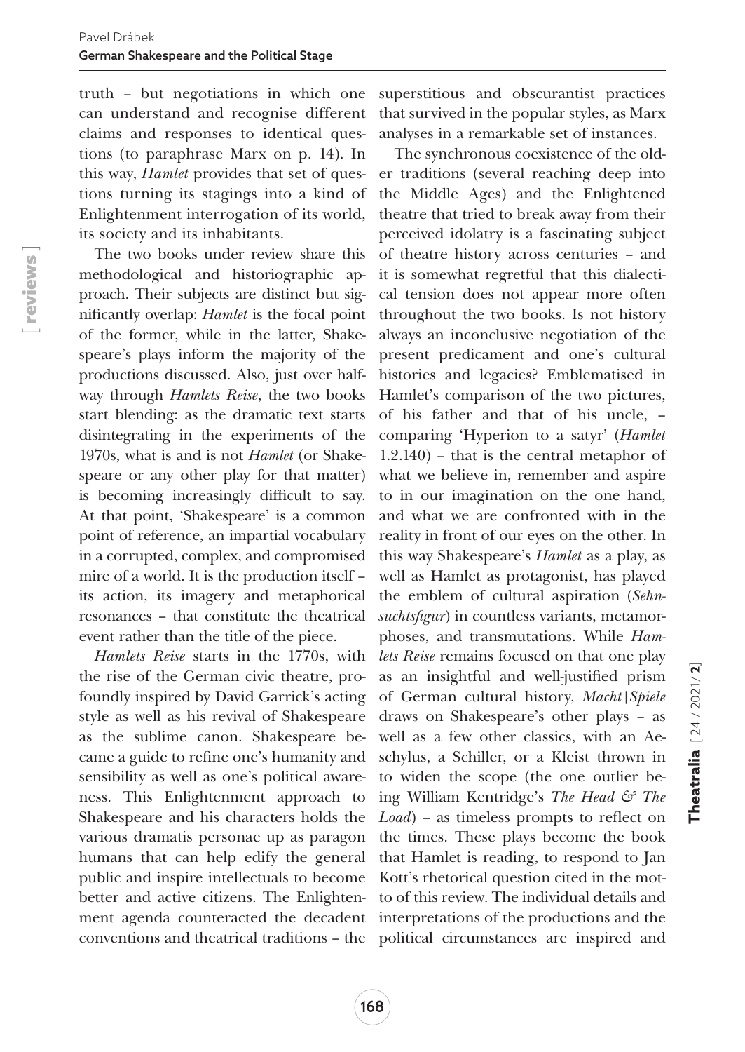truth – but negotiations in which one can understand and recognise different claims and responses to identical questions (to paraphrase Marx on p. 14). In this way, *Hamlet* provides that set of questions turning its stagings into a kind of Enlightenment interrogation of its world, its society and its inhabitants.

The two books under review share this methodological and historiographic approach. Their subjects are distinct but significantly overlap: *Hamlet* is the focal point of the former, while in the latter, Shakespeare's plays inform the majority of the productions discussed. Also, just over halfway through *Hamlets Reise*, the two books start blending: as the dramatic text starts disintegrating in the experiments of the 1970s, what is and is not *Hamlet* (or Shakespeare or any other play for that matter) is becoming increasingly difficult to say. At that point, 'Shakespeare' is a common point of reference, an impartial vocabulary in a corrupted, complex, and compromised mire of a world. It is the production itself – its action, its imagery and metaphorical resonances – that constitute the theatrical event rather than the title of the piece.

*Hamlets Reise* starts in the 1770s, with the rise of the German civic theatre, profoundly inspired by David Garrick's acting style as well as his revival of Shakespeare as the sublime canon. Shakespeare became a guide to refine one's humanity and sensibility as well as one's political awareness. This Enlightenment approach to Shakespeare and his characters holds the various dramatis personae up as paragon humans that can help edify the general public and inspire intellectuals to become better and active citizens. The Enlightenment agenda counteracted the decadent conventions and theatrical traditions – the superstitious and obscurantist practices that survived in the popular styles, as Marx analyses in a remarkable set of instances.

The synchronous coexistence of the older traditions (several reaching deep into the Middle Ages) and the Enlightened theatre that tried to break away from their perceived idolatry is a fascinating subject of theatre history across centuries – and it is somewhat regretful that this dialectical tension does not appear more often throughout the two books. Is not history always an inconclusive negotiation of the present predicament and one's cultural histories and legacies? Emblematised in Hamlet's comparison of the two pictures, of his father and that of his uncle, – comparing 'Hyperion to a satyr' (*Hamlet* 1.2.140) – that is the central metaphor of what we believe in, remember and aspire to in our imagination on the one hand, and what we are confronted with in the reality in front of our eyes on the other. In this way Shakespeare's *Hamlet* as a play, as well as Hamlet as protagonist, has played the emblem of cultural aspiration (*Sehnsuchtsfigur*) in countless variants, metamorphoses, and transmutations. While *Hamlets Reise* remains focused on that one play as an insightful and well-justified prism of German cultural history, *Macht|Spiele* draws on Shakespeare's other plays – as well as a few other classics, with an Aeschylus, a Schiller, or a Kleist thrown in to widen the scope (the one outlier being William Kentridge's *The Head & The Load*) – as timeless prompts to reflect on the times. These plays become the book that Hamlet is reading, to respond to Jan Kott's rhetorical question cited in the motto of this review. The individual details and interpretations of the productions and the political circumstances are inspired and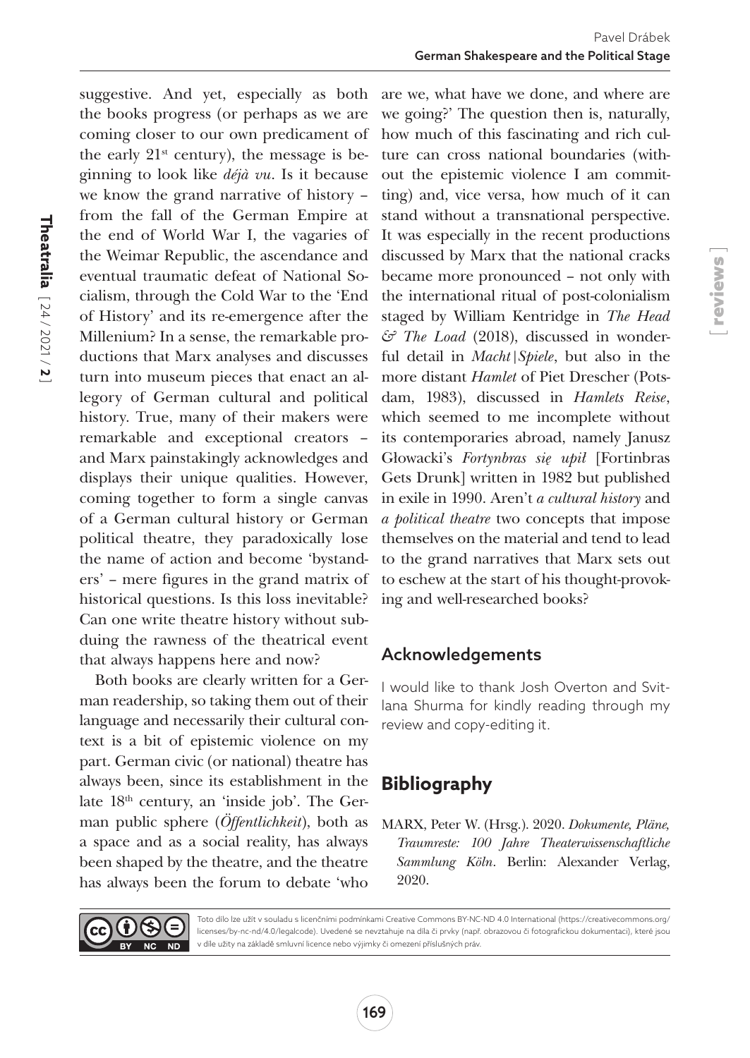suggestive. And yet, especially as both the books progress (or perhaps as we are coming closer to our own predicament of the early 21st century), the message is beginning to look like *déjà vu*. Is it because we know the grand narrative of history – from the fall of the German Empire at the end of World War I, the vagaries of the Weimar Republic, the ascendance and eventual traumatic defeat of National Socialism, through the Cold War to the 'End of History' and its re-emergence after the Millenium? In a sense, the remarkable productions that Marx analyses and discusses turn into museum pieces that enact an allegory of German cultural and political history. True, many of their makers were remarkable and exceptional creators – and Marx painstakingly acknowledges and displays their unique qualities. However, coming together to form a single canvas of a German cultural history or German political theatre, they paradoxically lose the name of action and become 'bystanders' – mere figures in the grand matrix of historical questions. Is this loss inevitable? Can one write theatre history without subduing the rawness of the theatrical event that always happens here and now?

Both books are clearly written for a German readership, so taking them out of their language and necessarily their cultural context is a bit of epistemic violence on my part. German civic (or national) theatre has always been, since its establishment in the late 18th century, an 'inside job'. The German public sphere (*Öffentlichkeit*), both as a space and as a social reality, has always been shaped by the theatre, and the theatre has always been the forum to debate 'who are we, what have we done, and where are we going?' The question then is, naturally, how much of this fascinating and rich culture can cross national boundaries (without the epistemic violence I am committing) and, vice versa, how much of it can stand without a transnational perspective. It was especially in the recent productions discussed by Marx that the national cracks became more pronounced – not only with the international ritual of post-colonialism staged by William Kentridge in *The Head & The Load* (2018), discussed in wonderful detail in *Macht|Spiele*, but also in the more distant *Hamlet* of Piet Drescher (Potsdam, 1983), discussed in *Hamlets Reise*, which seemed to me incomplete without its contemporaries abroad, namely Janusz Głowacki's *Fortynbras się upił* [Fortinbras Gets Drunk] written in 1982 but published in exile in 1990. Aren't *a cultural history* and *a political theatre* two concepts that impose themselves on the material and tend to lead to the grand narratives that Marx sets out to eschew at the start of his thought-provoking and well-researched books?

## Acknowledgements

I would like to thank Josh Overton and Svitlana Shurma for kindly reading through my review and copy-editing it.

## Bibliography

MARX, Peter W. (Hrsg.). 2020. *Dokumente, Pläne, Traumreste: 100 Jahre Theaterwissenschaftliche Sammlung Köln*. Berlin: Alexander Verlag, 2020.

Toto dílo lze užít v souladu s licenčními podmínkami Creative Commons BY-NC-ND 4.0 International (https://creativecommons.org/licenses/by-nc-nd/4.0/legalcode). Uvedené se nevztahuje na díla či prvky (např. obrazovou či fotografickou dokumentaci), které jsou v díle užity na základě smluvní licence nebo výjimky či omezení příslušných práv.